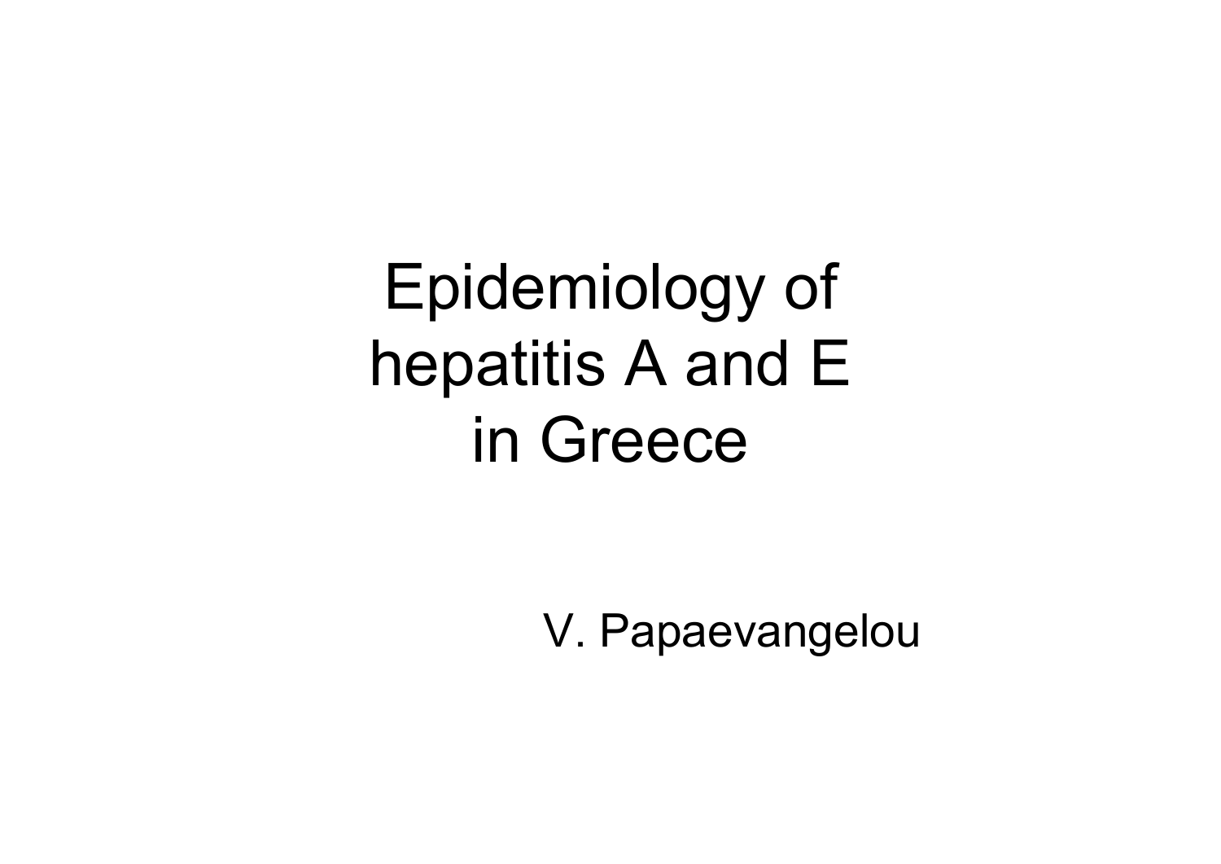# Epidemiology of hepatitis A and E in Greece

V. Papaevangelou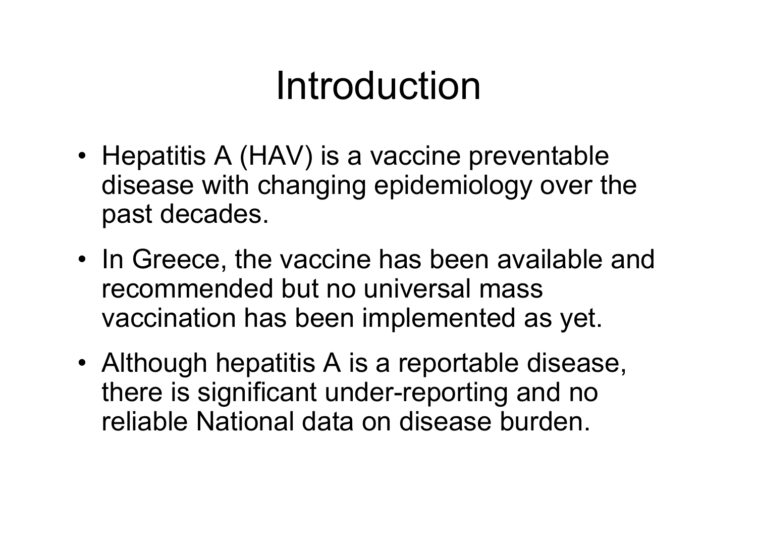# Introduction

- Hepatitis A (HAV) is a vaccine preventable disease with changing epidemiology over the past decades.
- In Greece, the vaccine has been available and recommended but no universal mass vaccination has been implemented as yet.
- Although hepatitis A is a reportable disease, there is significant under-reporting and no reliable National data on disease burden.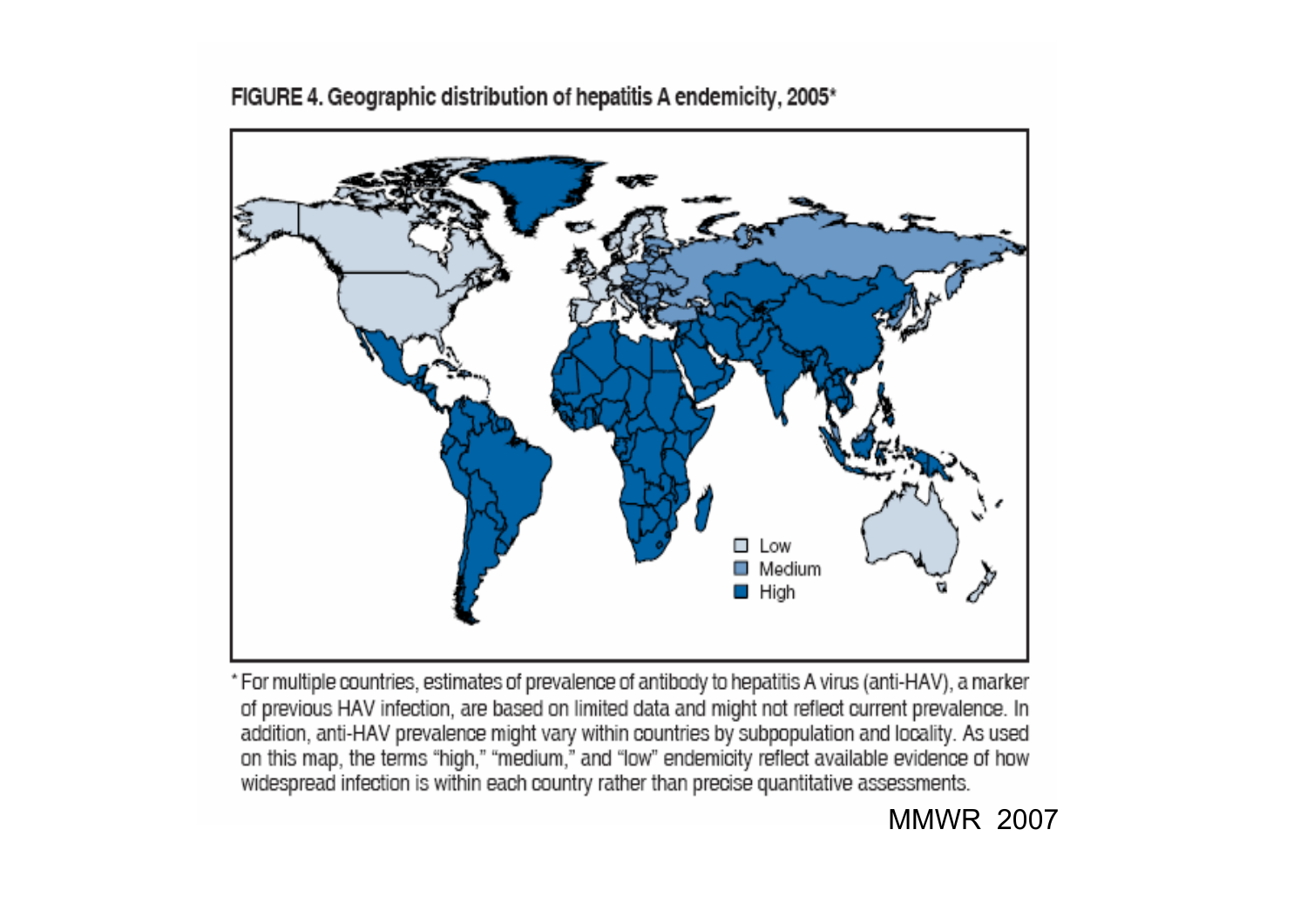**FIGURE 4. Geographic distribution of hepatitis A endemicity, 2005***

Low

Medium

High

* For multiple countries, estimates of prevalence of antibody to hepatitis A virus (anti-HAV), a marker of previous HAV infection, are based on limited data and might not reflect current prevalence. In addition, anti-HAV prevalence might vary within countries by subpopulation and locality. As used on this map, the terms "high," "medium," and "low" endemicity reflect available evidence of how widespread infection is within each country rather than precise quantitative assessments.

MMWR 2007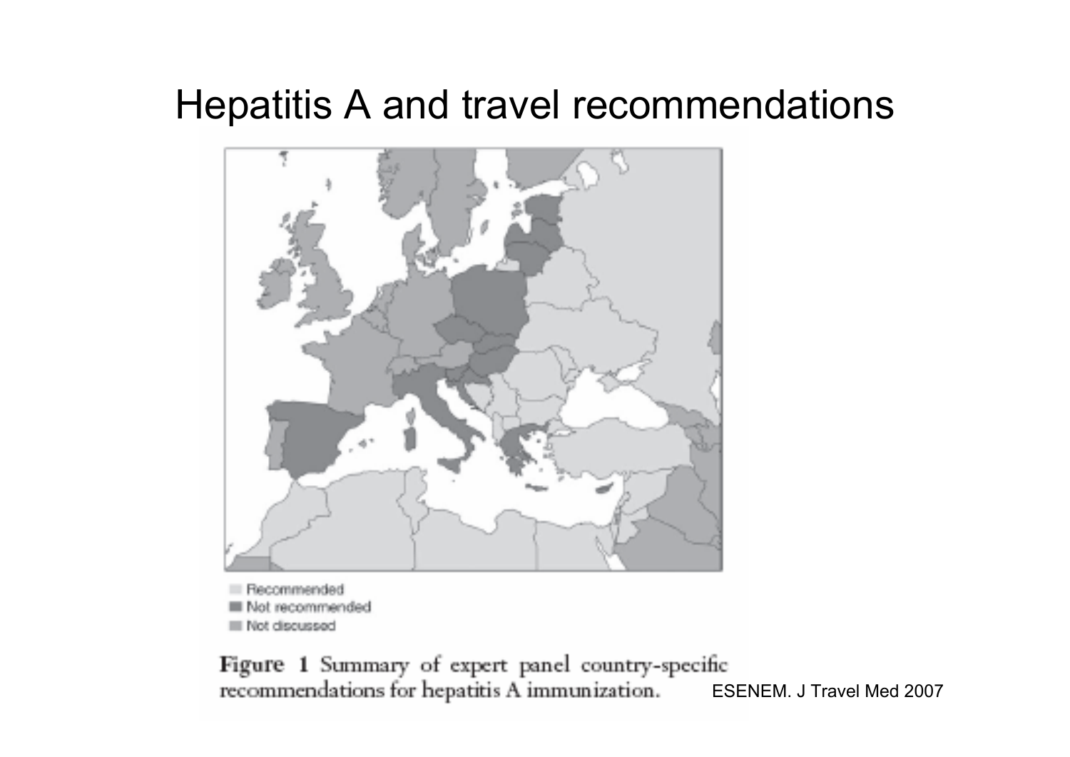# Hepatitis A and travel recommendations

Recommended
Not recommended
Not discussed

**Figure 1** Summary of expert panel country-specific recommendations for hepatitis A immunization.

ESENEM. J Travel Med 2007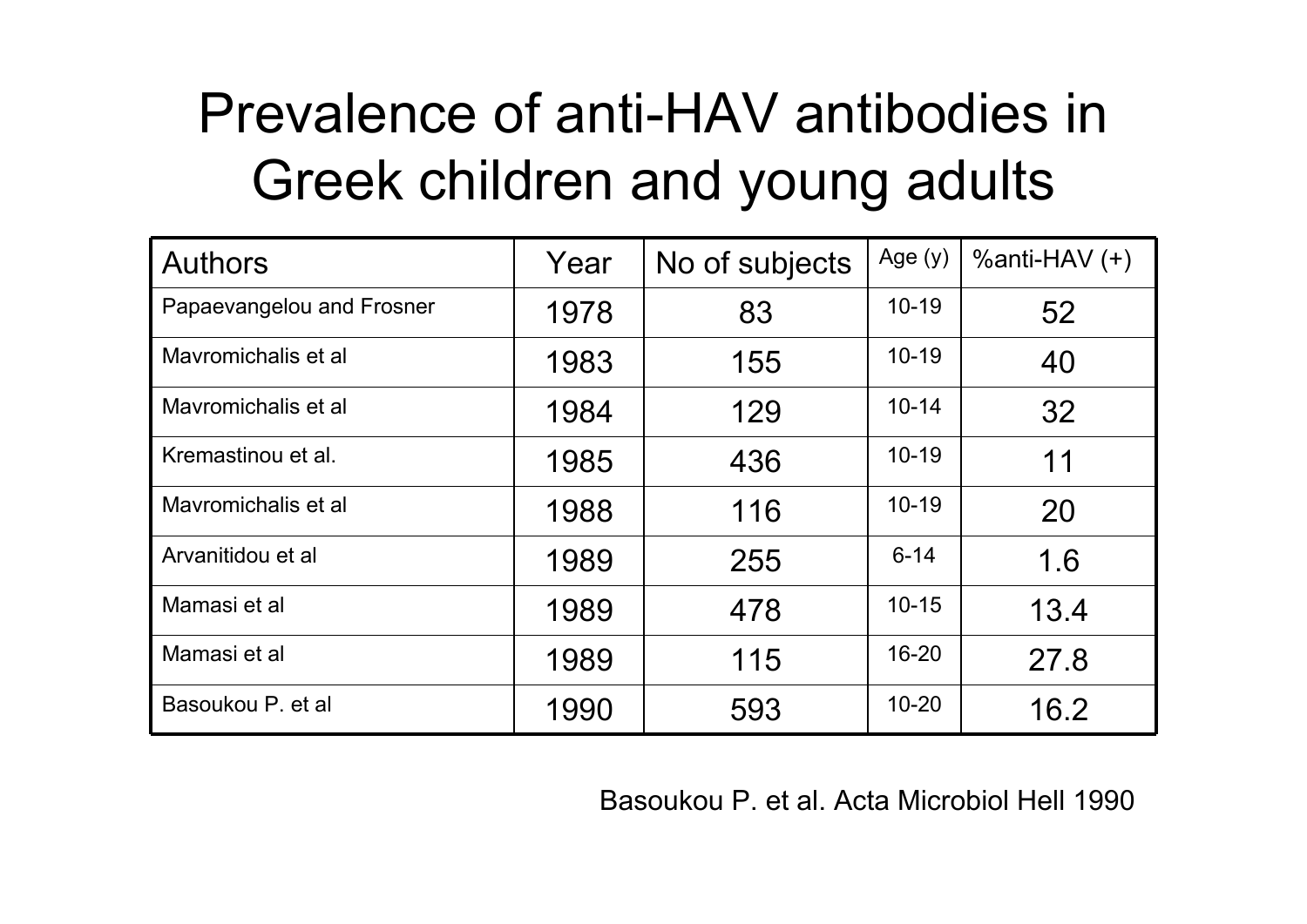# Prevalence of anti-HAV antibodies in Greek children and young adults

| Authors | Year | No of subjects | Age (y) | %anti-HAV (+) |
|---|---|---|---|---|
| Papaevangelou and Frosner | 1978 | 83 | 10-19 | 52 |
| Mavromichalis et al | 1983 | 155 | 10-19 | 40 |
| Mavromichalis et al | 1984 | 129 | 10-14 | 32 |
| Kremastinou et al. | 1985 | 436 | 10-19 | 11 |
| Mavromichalis et al | 1988 | 116 | 10-19 | 20 |
| Arvanitidou et al | 1989 | 255 | 6-14 | 1.6 |
| Mamasi et al | 1989 | 478 | 10-15 | 13.4 |
| Mamasi et al | 1989 | 115 | 16-20 | 27.8 |
| Basoukou P. et al | 1990 | 593 | 10-20 | 16.2 |

Basoukou P. et al. Acta Microbiol Hell 1990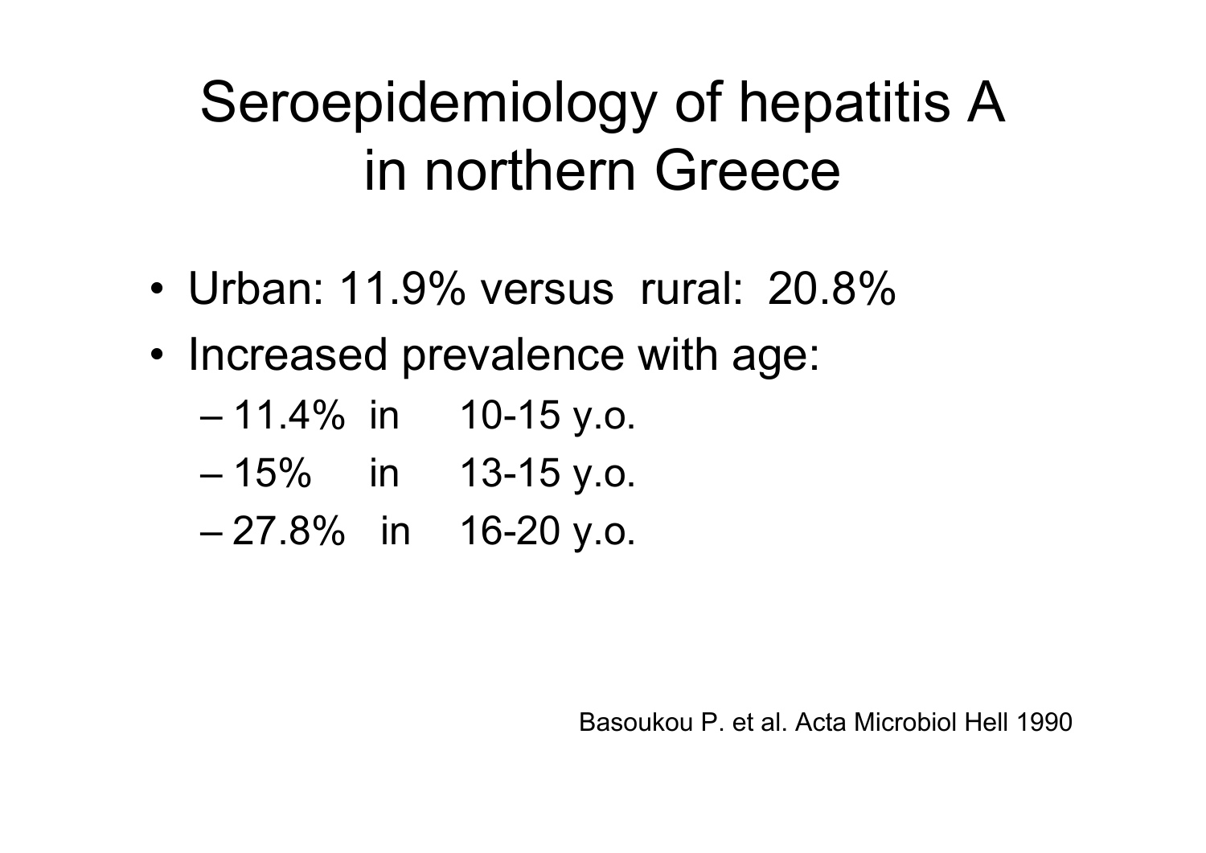# Seroepidemiology of hepatitis A in northern Greece

- Urban: 11.9% versus rural: 20.8%
- Increased prevalence with age:
  - 11.4% in 10-15 y.o.
  - 15% in 13-15 y.o.
  - 27.8% in 16-20 y.o.

Basoukou P. et al. Acta Microbiol Hell 1990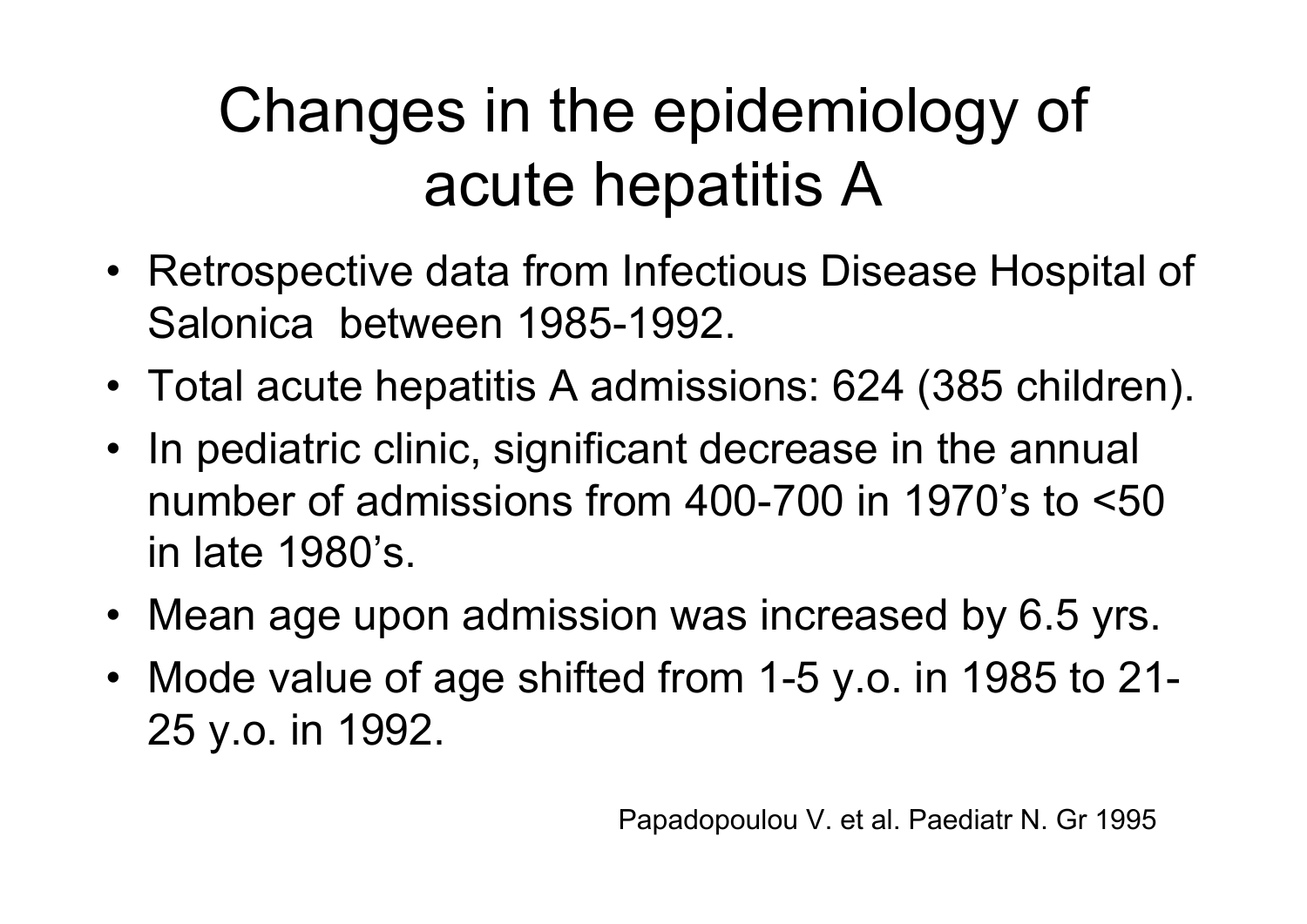# Changes in the epidemiology of acute hepatitis A

- Retrospective data from Infectious Disease Hospital of Salonica between 1985-1992.
- Total acute hepatitis A admissions: 624 (385 children).
- In pediatric clinic, significant decrease in the annual number of admissions from 400-700 in 1970's to <50 in late 1980's.
- Mean age upon admission was increased by 6.5 yrs.
- Mode value of age shifted from 1-5 y.o. in 1985 to 21-25 y.o. in 1992.

Papadopoulou V. et al. Paediatr N. Gr 1995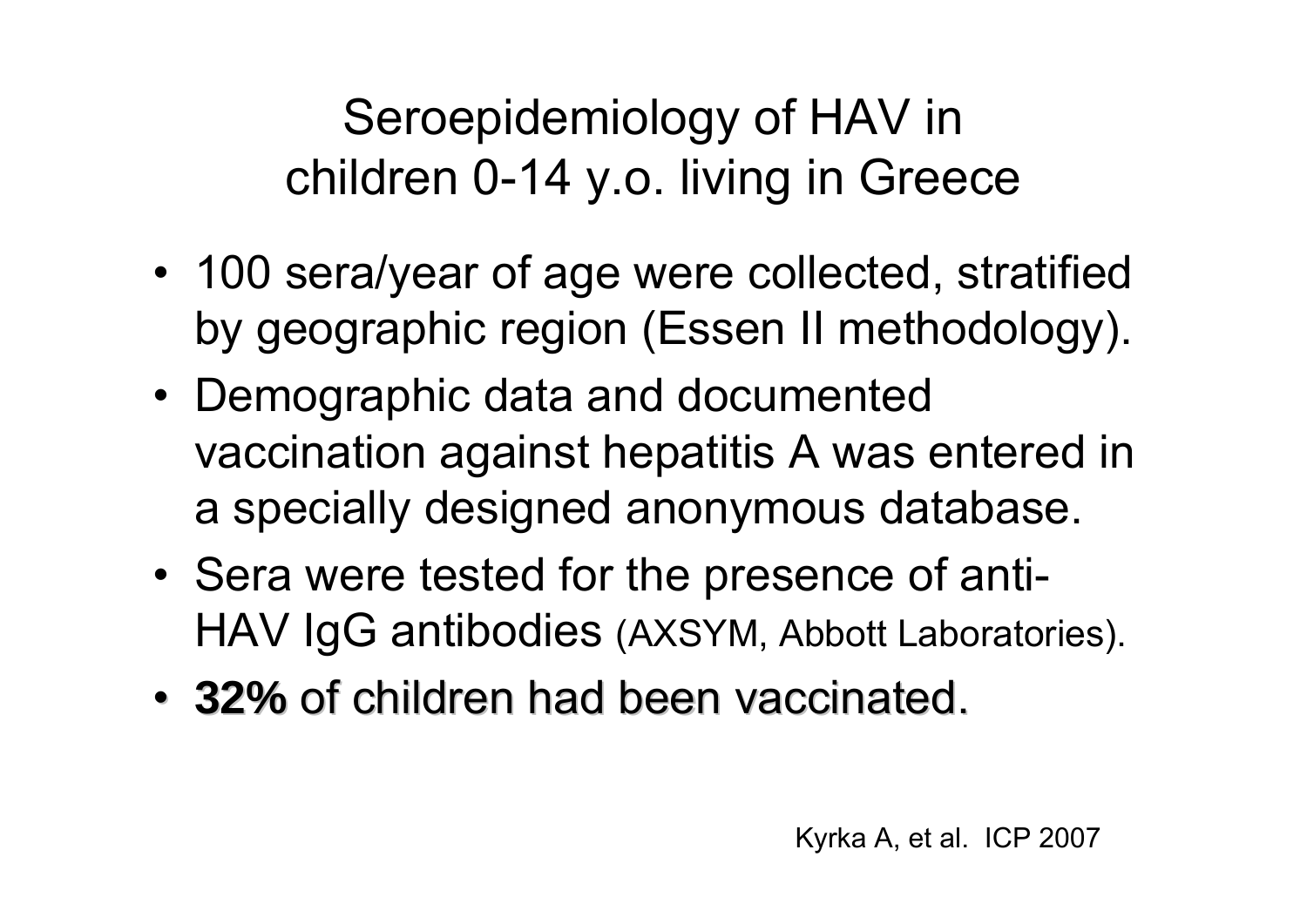# Seroepidemiology of HAV in children 0-14 y.o. living in Greece

- 100 sera/year of age were collected, stratified by geographic region (Essen II methodology).
- Demographic data and documented vaccination against hepatitis A was entered in a specially designed anonymous database.
- Sera were tested for the presence of anti-HAV IgG antibodies (AXSYM, Abbott Laboratories).
- **32%** of children had been vaccinated.

Kyrka A, et al. ICP 2007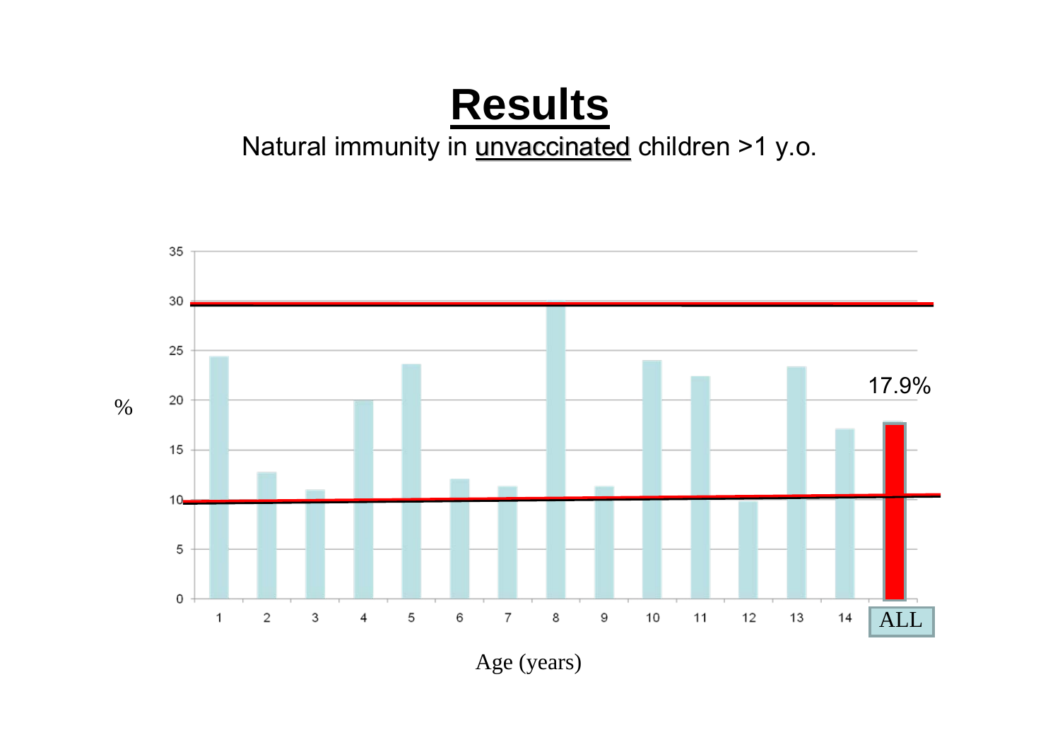# **Results**

Natural immunity in unvaccinated children >1 y.o.

%

17.9%

Age (years)

1 2 3 4 5 6 7 8 9 10 11 12 13 14 ALL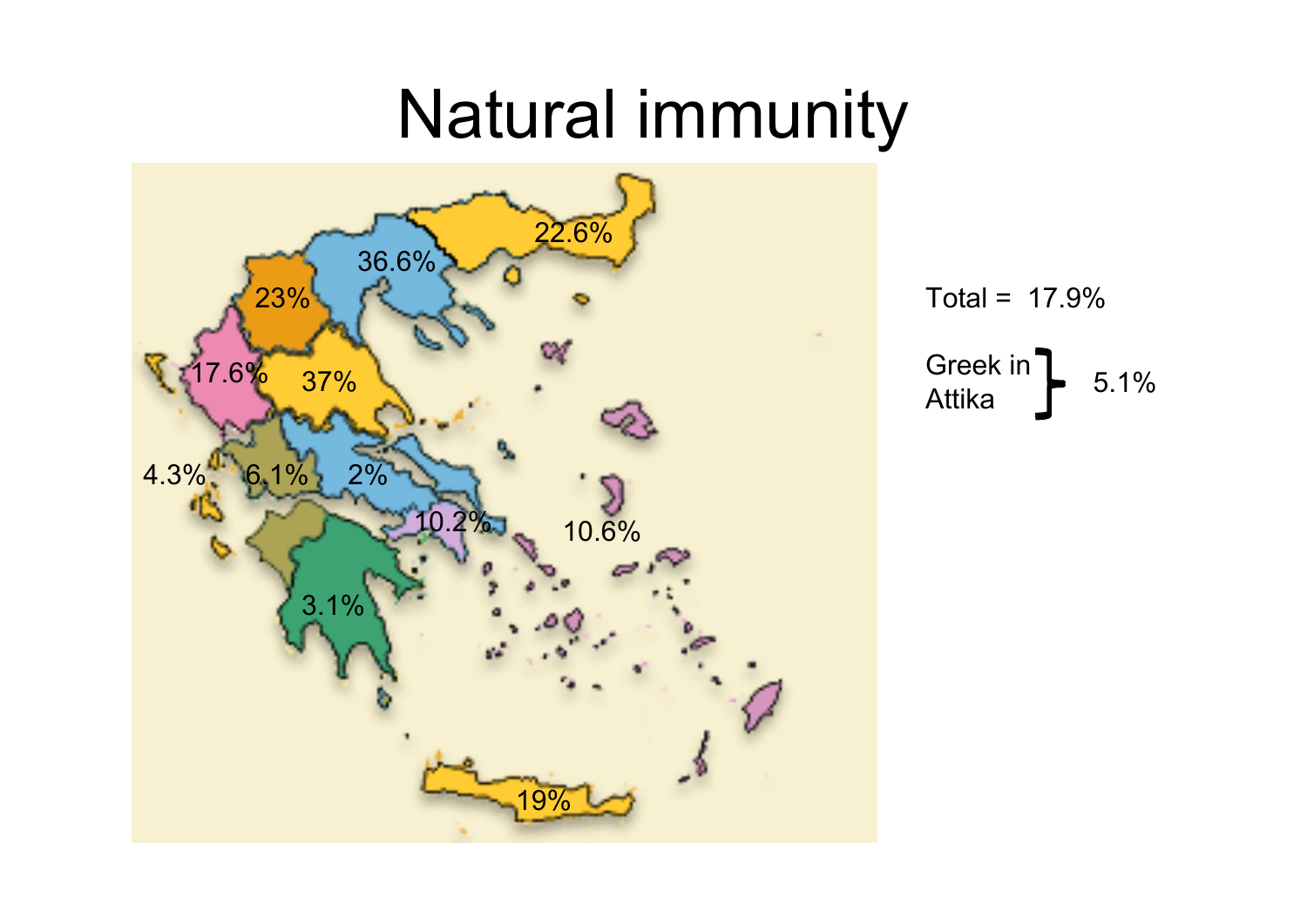# Natural immunity

22.6%

36.6%

23%

17.6%

37%

4.3%

6.1%

2%

10.2%

10.6%

3.1%

19%

Total = 17.9%

Greek in Attika } 5.1%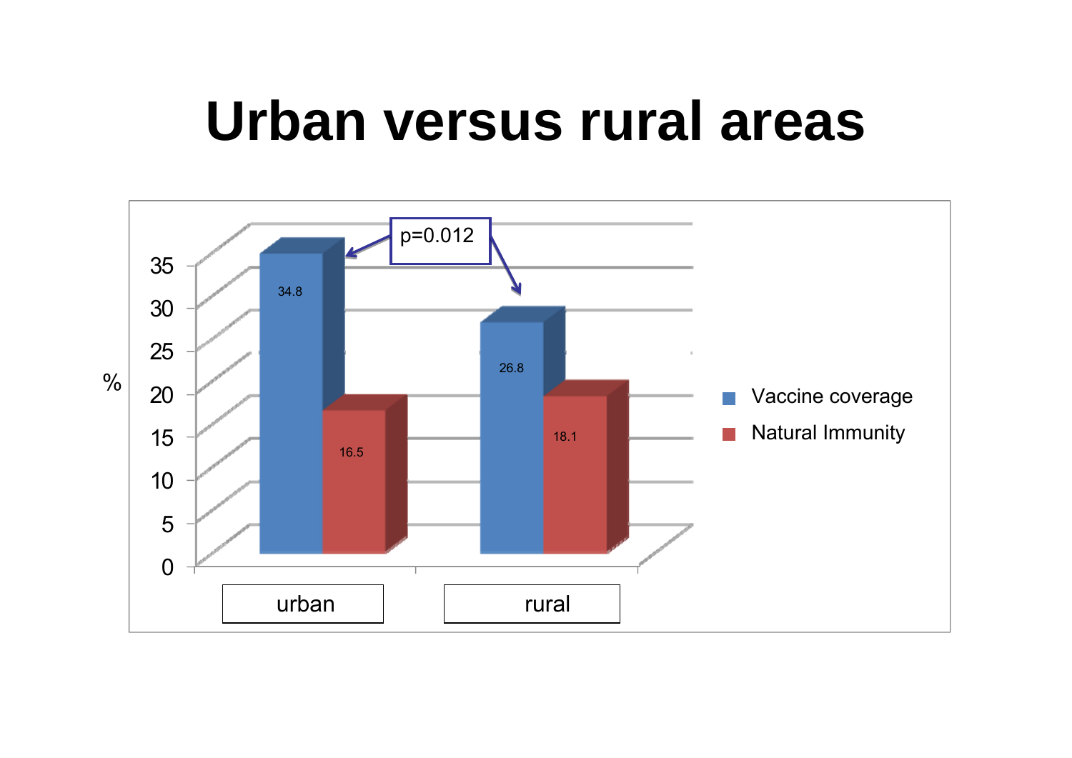# Urban versus rural areas

| % | Vaccine coverage | Natural Immunity |
|---|---|---|
| urban | 34.8 | 16.5 |
| rural | 26.8 | 18.1 |

p=0.012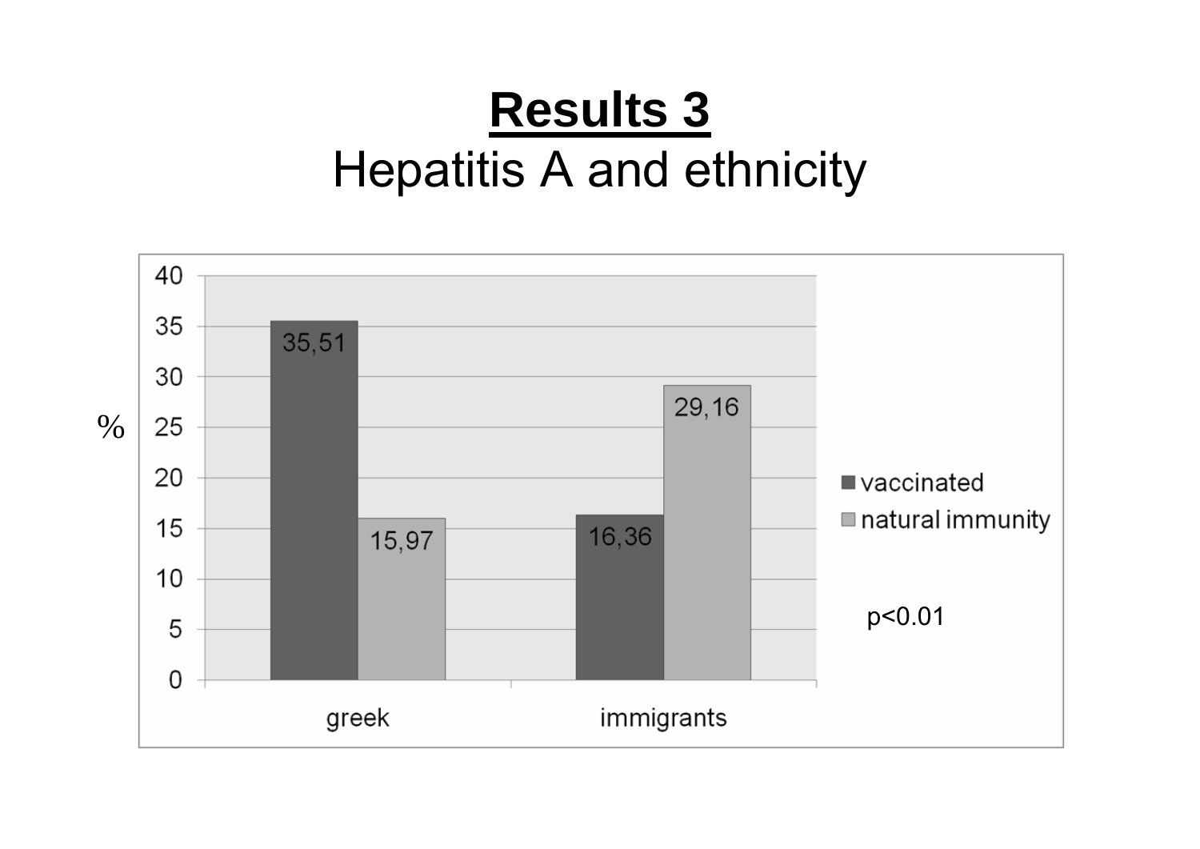# **Results 3**

## Hepatitis A and ethnicity

| % | vaccinated | natural immunity |
|---|---|---|
| greek | 35,51 | 15,97 |
| immigrants | 16,36 | 29,16 |

$p<0.01$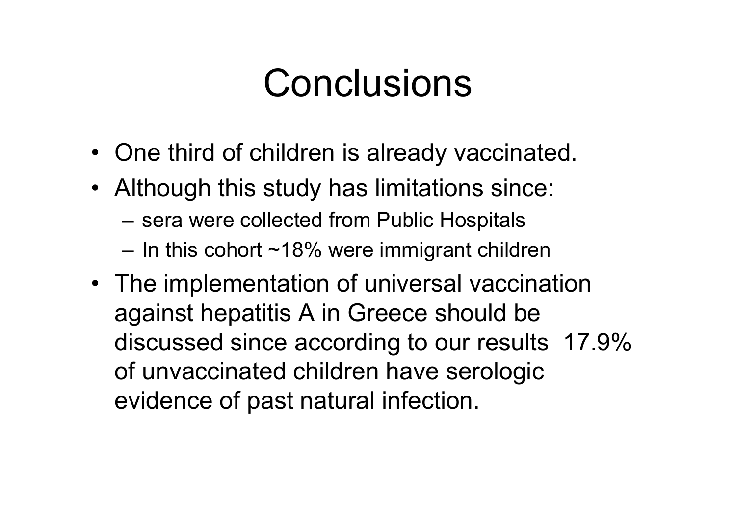# Conclusions

- One third of children is already vaccinated.
- Although this study has limitations since:
  - sera were collected from Public Hospitals
  - In this cohort ~18% were immigrant children
- The implementation of universal vaccination against hepatitis A in Greece should be discussed since according to our results 17.9% of unvaccinated children have serologic evidence of past natural infection.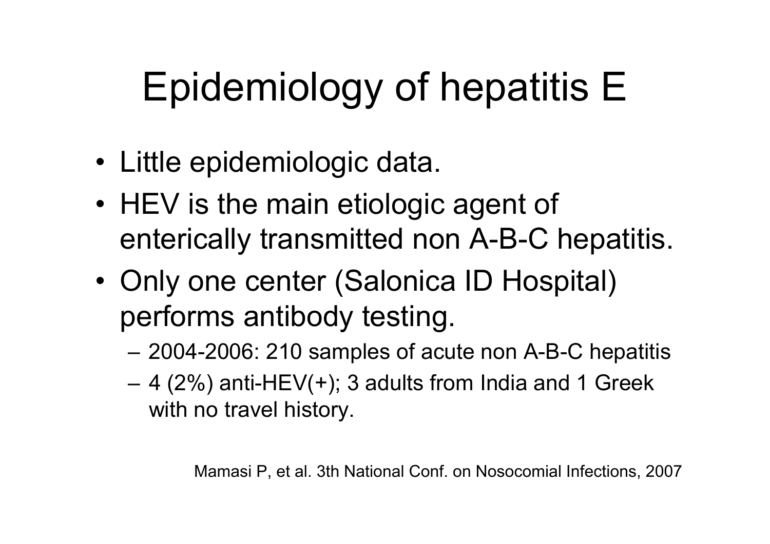# Epidemiology of hepatitis E

- Little epidemiologic data.
- HEV is the main etiologic agent of enterically transmitted non A-B-C hepatitis.
- Only one center (Salonica ID Hospital) performs antibody testing.
  - 2004-2006: 210 samples of acute non A-B-C hepatitis
  - 4 (2%) anti-HEV(+); 3 adults from India and 1 Greek with no travel history.

Mamasi P, et al. 3th National Conf. on Nosocomial Infections, 2007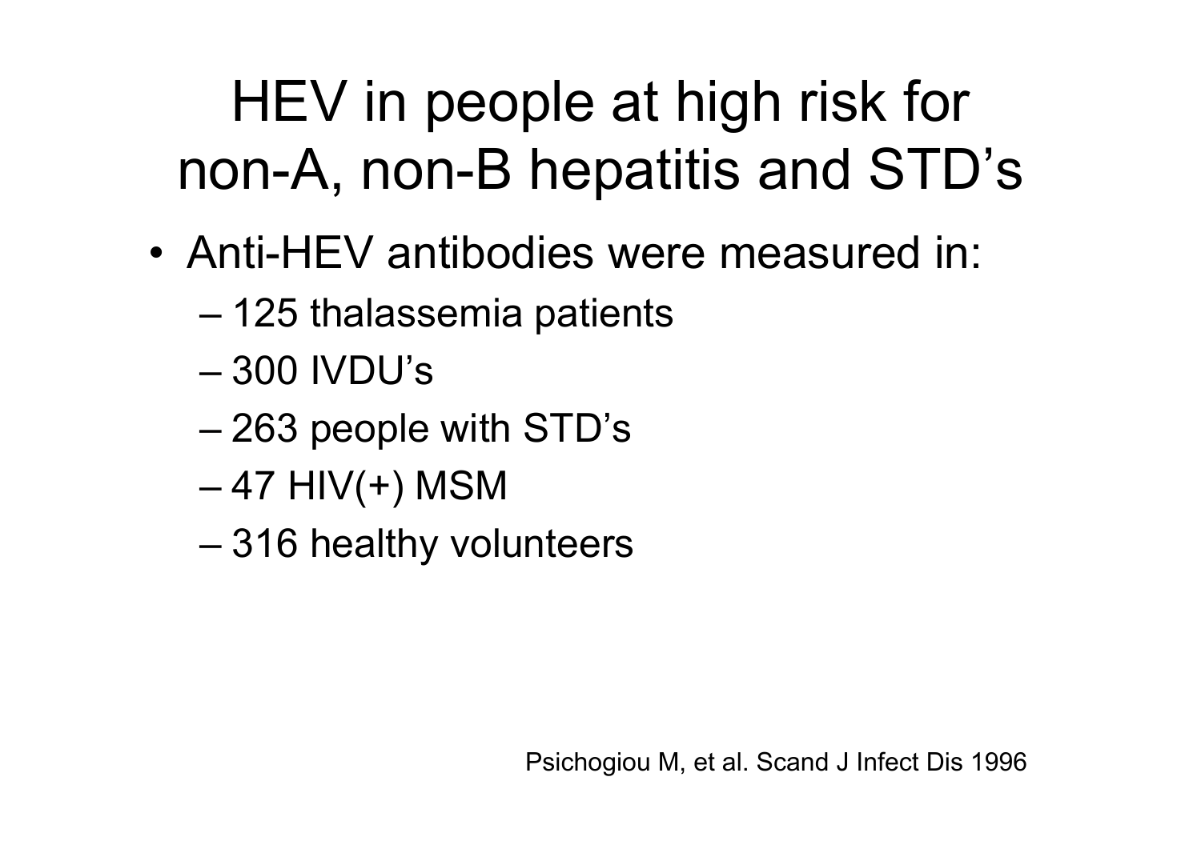# HEV in people at high risk for non-A, non-B hepatitis and STD's

- Anti-HEV antibodies were measured in:
  - 125 thalassemia patients
  - 300 IVDU's
  - 263 people with STD's
  - 47 HIV(+) MSM
  - 316 healthy volunteers

Psichogiou M, et al. Scand J Infect Dis 1996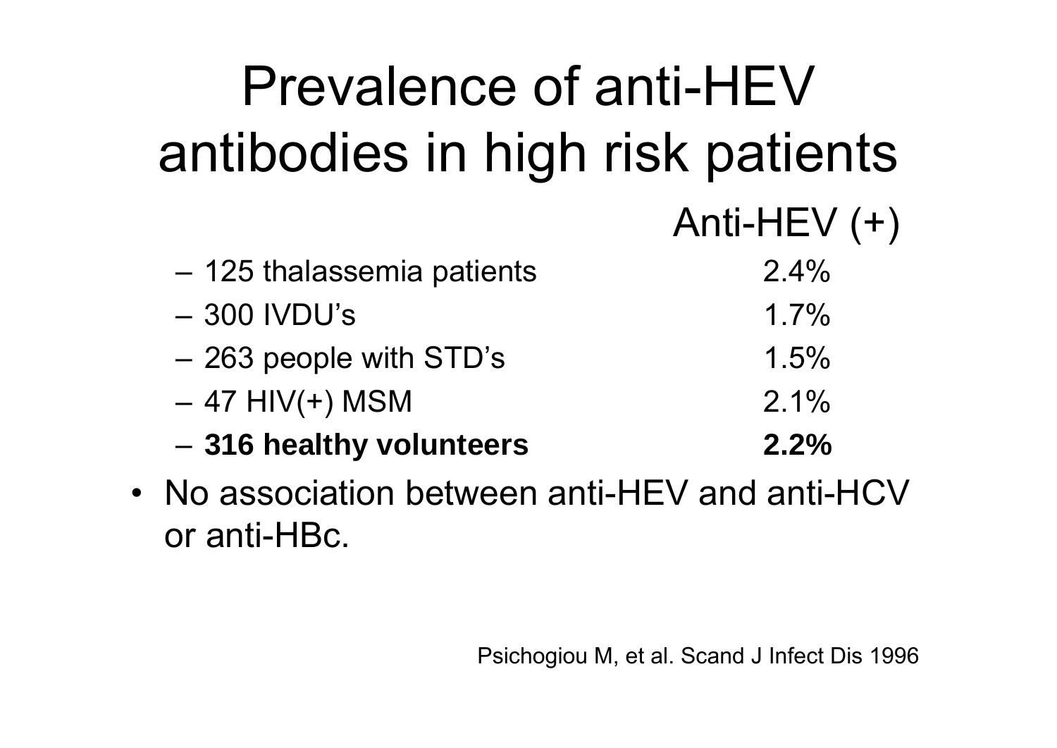# Prevalence of anti-HEV antibodies in high risk patients

| | Anti-HEV (+) |
|---|---|
| – 125 thalassemia patients | 2.4% |
| – 300 IVDU's | 1.7% |
| – 263 people with STD's | 1.5% |
| – 47 HIV(+) MSM | 2.1% |
| – **316 healthy volunteers** | **2.2%** |

- No association between anti-HEV and anti-HCV or anti-HBc.

Psichogiou M, et al. Scand J Infect Dis 1996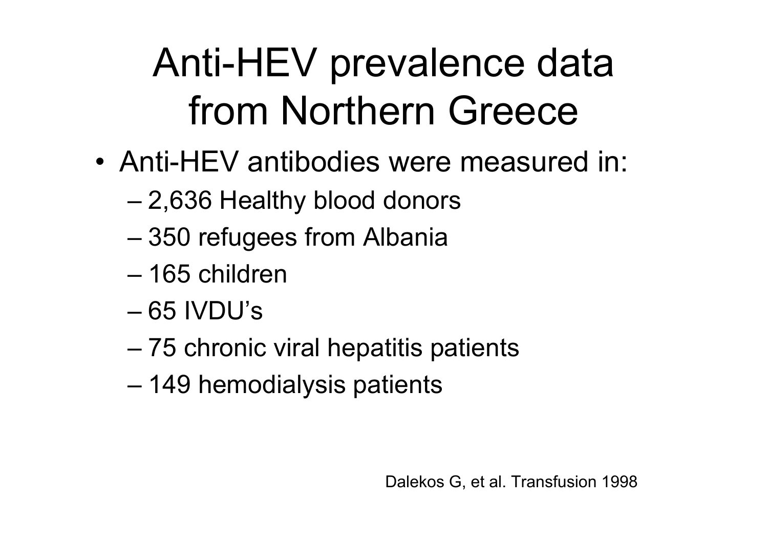# Anti-HEV prevalence data from Northern Greece

- Anti-HEV antibodies were measured in:
  - 2,636 Healthy blood donors
  - 350 refugees from Albania
  - 165 children
  - 65 IVDU's
  - 75 chronic viral hepatitis patients
  - 149 hemodialysis patients

Dalekos G, et al. Transfusion 1998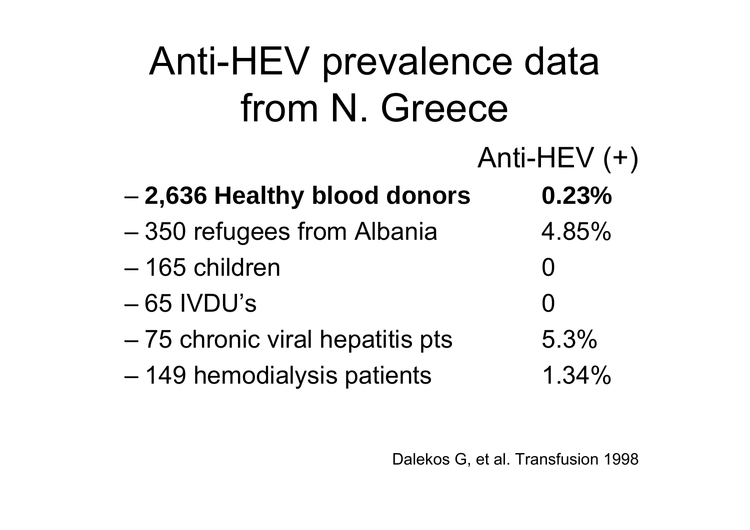# Anti-HEV prevalence data from N. Greece

| | Anti-HEV (+) |
|---|---|
| **2,636 Healthy blood donors** | **0.23%** |
| 350 refugees from Albania | 4.85% |
| 165 children | 0 |
| 65 IVDU's | 0 |
| 75 chronic viral hepatitis pts | 5.3% |
| 149 hemodialysis patients | 1.34% |

Dalekos G, et al. Transfusion 1998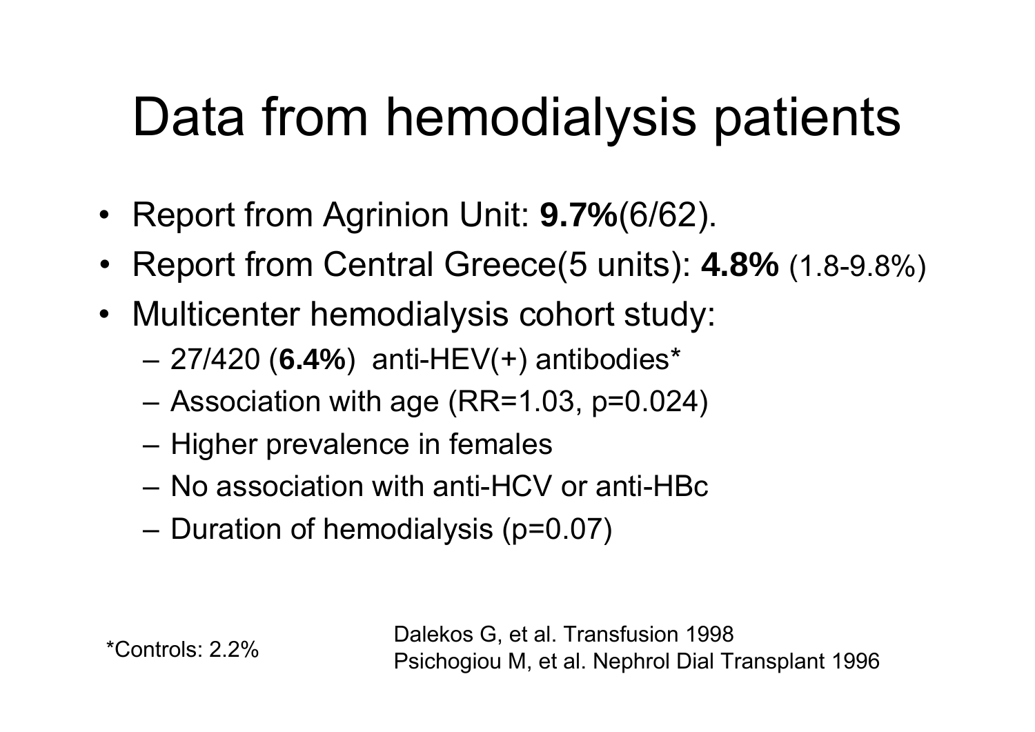# Data from hemodialysis patients

- Report from Agrinion Unit: **9.7%**(6/62).
- Report from Central Greece(5 units): **4.8%** (1.8-9.8%)
- Multicenter hemodialysis cohort study:
  - 27/420 (**6.4%**) anti-HEV(+) antibodies*
  - Association with age (RR=1.03, p=0.024)
  - Higher prevalence in females
  - No association with anti-HCV or anti-HBc
  - Duration of hemodialysis (p=0.07)

*Controls: 2.2%

Dalekos G, et al. Transfusion 1998
Psichogiou M, et al. Nephrol Dial Transplant 1996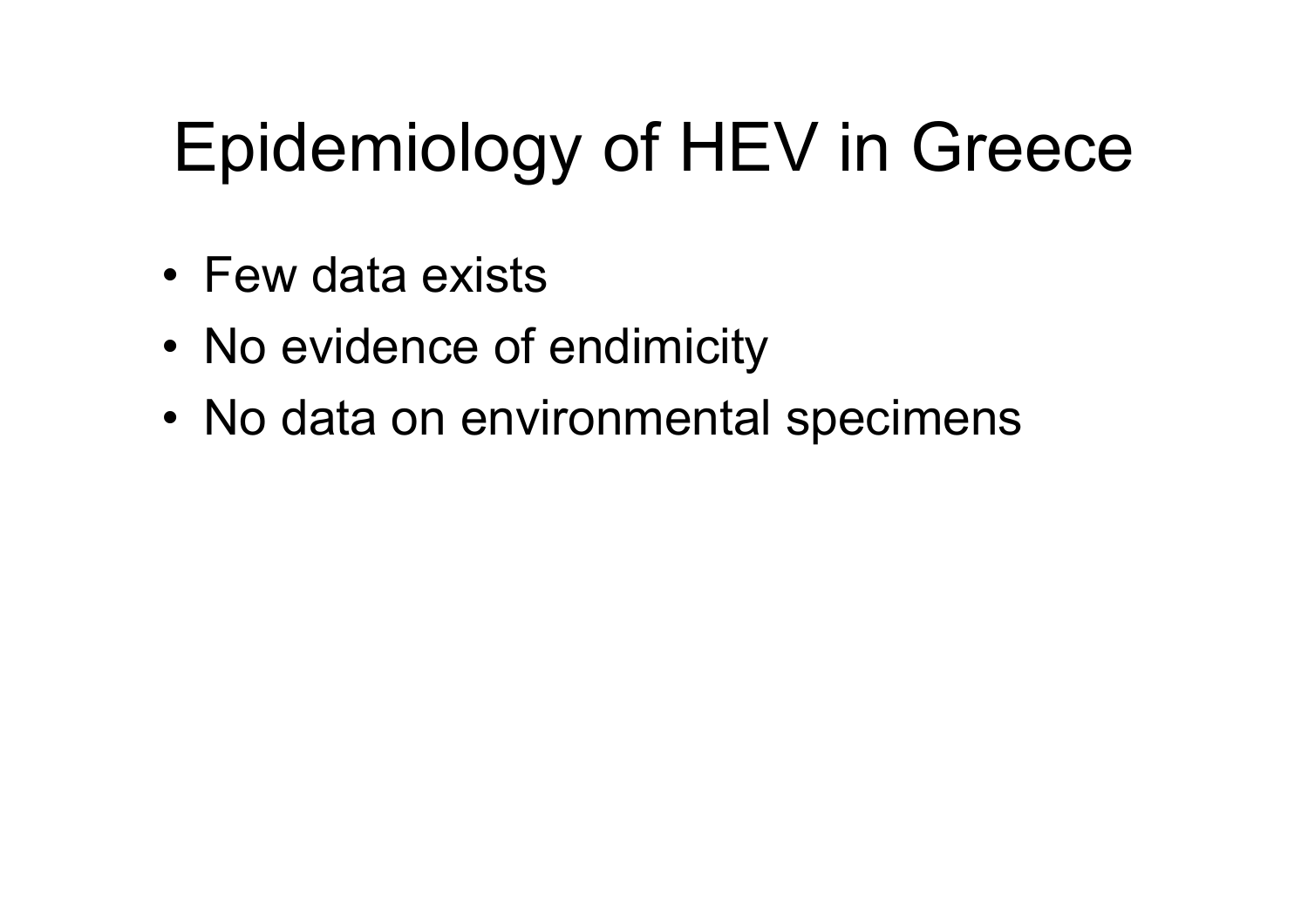# Epidemiology of HEV in Greece

- Few data exists
- No evidence of endimicity
- No data on environmental specimens